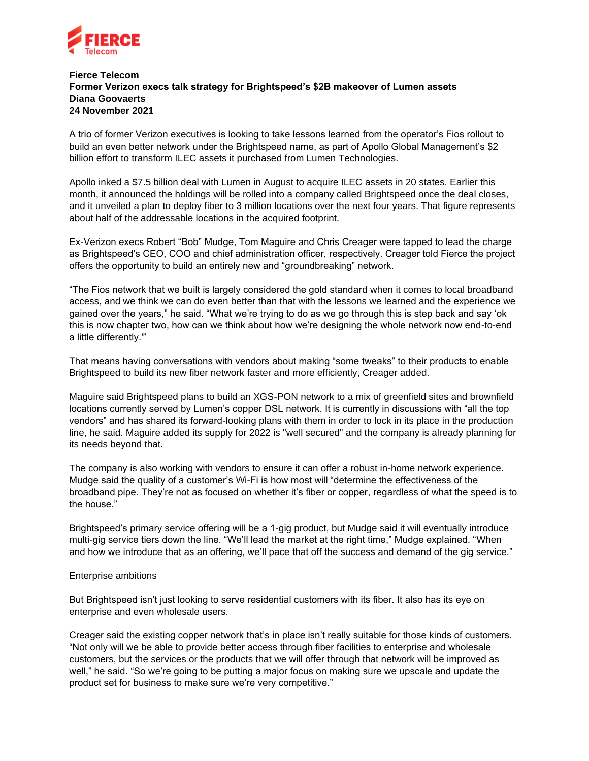**Fierce Telecom**
**Former Verizon execs talk strategy for Brightspeed's $2B makeover of Lumen assets**
**Diana Goovaerts**
**24 November 2021**

A trio of former Verizon executives is looking to take lessons learned from the operator's Fios rollout to build an even better network under the Brightspeed name, as part of Apollo Global Management's $2 billion effort to transform ILEC assets it purchased from Lumen Technologies.

Apollo inked a $7.5 billion deal with Lumen in August to acquire ILEC assets in 20 states. Earlier this month, it announced the holdings will be rolled into a company called Brightspeed once the deal closes, and it unveiled a plan to deploy fiber to 3 million locations over the next four years. That figure represents about half of the addressable locations in the acquired footprint.

Ex-Verizon execs Robert "Bob" Mudge, Tom Maguire and Chris Creager were tapped to lead the charge as Brightspeed's CEO, COO and chief administration officer, respectively. Creager told Fierce the project offers the opportunity to build an entirely new and "groundbreaking" network.

"The Fios network that we built is largely considered the gold standard when it comes to local broadband access, and we think we can do even better than that with the lessons we learned and the experience we gained over the years," he said. "What we're trying to do as we go through this is step back and say 'ok this is now chapter two, how can we think about how we're designing the whole network now end-to-end a little differently.'"

That means having conversations with vendors about making "some tweaks" to their products to enable Brightspeed to build its new fiber network faster and more efficiently, Creager added.

Maguire said Brightspeed plans to build an XGS-PON network to a mix of greenfield sites and brownfield locations currently served by Lumen's copper DSL network. It is currently in discussions with "all the top vendors" and has shared its forward-looking plans with them in order to lock in its place in the production line, he said. Maguire added its supply for 2022 is "well secured" and the company is already planning for its needs beyond that.

The company is also working with vendors to ensure it can offer a robust in-home network experience. Mudge said the quality of a customer's Wi-Fi is how most will "determine the effectiveness of the broadband pipe. They're not as focused on whether it's fiber or copper, regardless of what the speed is to the house."

Brightspeed's primary service offering will be a 1-gig product, but Mudge said it will eventually introduce multi-gig service tiers down the line. "We'll lead the market at the right time," Mudge explained. "When and how we introduce that as an offering, we'll pace that off the success and demand of the gig service."

## Enterprise ambitions

But Brightspeed isn't just looking to serve residential customers with its fiber. It also has its eye on enterprise and even wholesale users.

Creager said the existing copper network that's in place isn't really suitable for those kinds of customers. "Not only will we be able to provide better access through fiber facilities to enterprise and wholesale customers, but the services or the products that we will offer through that network will be improved as well," he said. "So we're going to be putting a major focus on making sure we upscale and update the product set for business to make sure we're very competitive."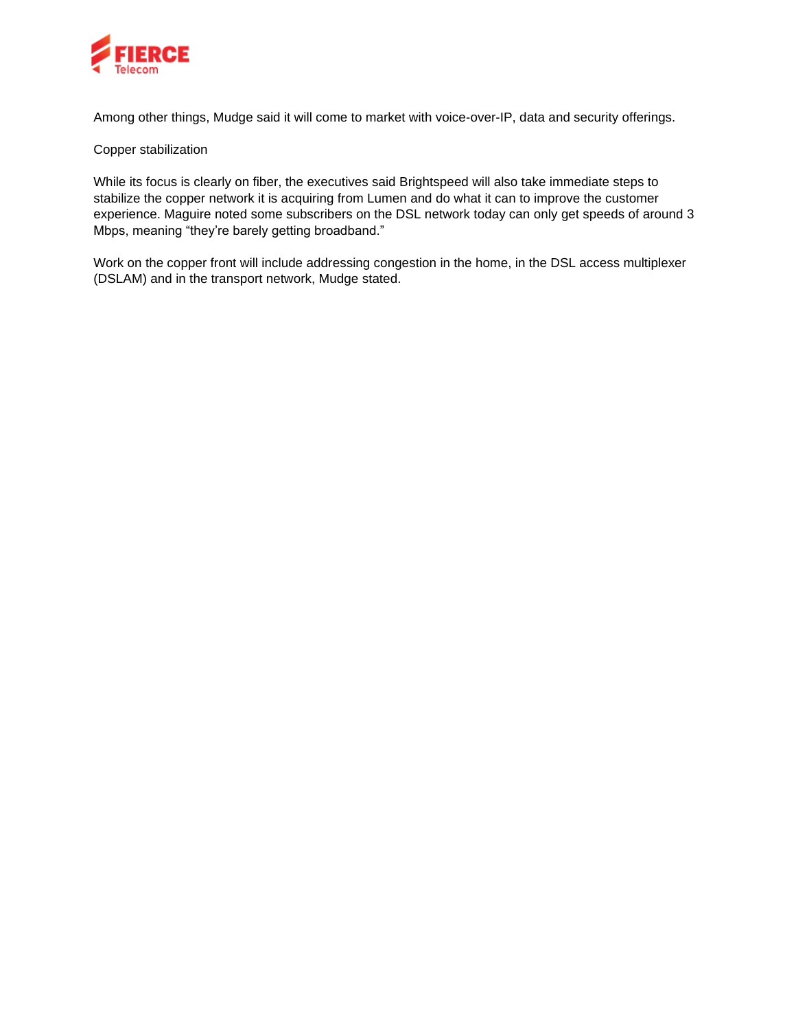Among other things, Mudge said it will come to market with voice-over-IP, data and security offerings.

## Copper stabilization

While its focus is clearly on fiber, the executives said Brightspeed will also take immediate steps to stabilize the copper network it is acquiring from Lumen and do what it can to improve the customer experience. Maguire noted some subscribers on the DSL network today can only get speeds of around 3 Mbps, meaning “they’re barely getting broadband.”

Work on the copper front will include addressing congestion in the home, in the DSL access multiplexer (DSLAM) and in the transport network, Mudge stated.